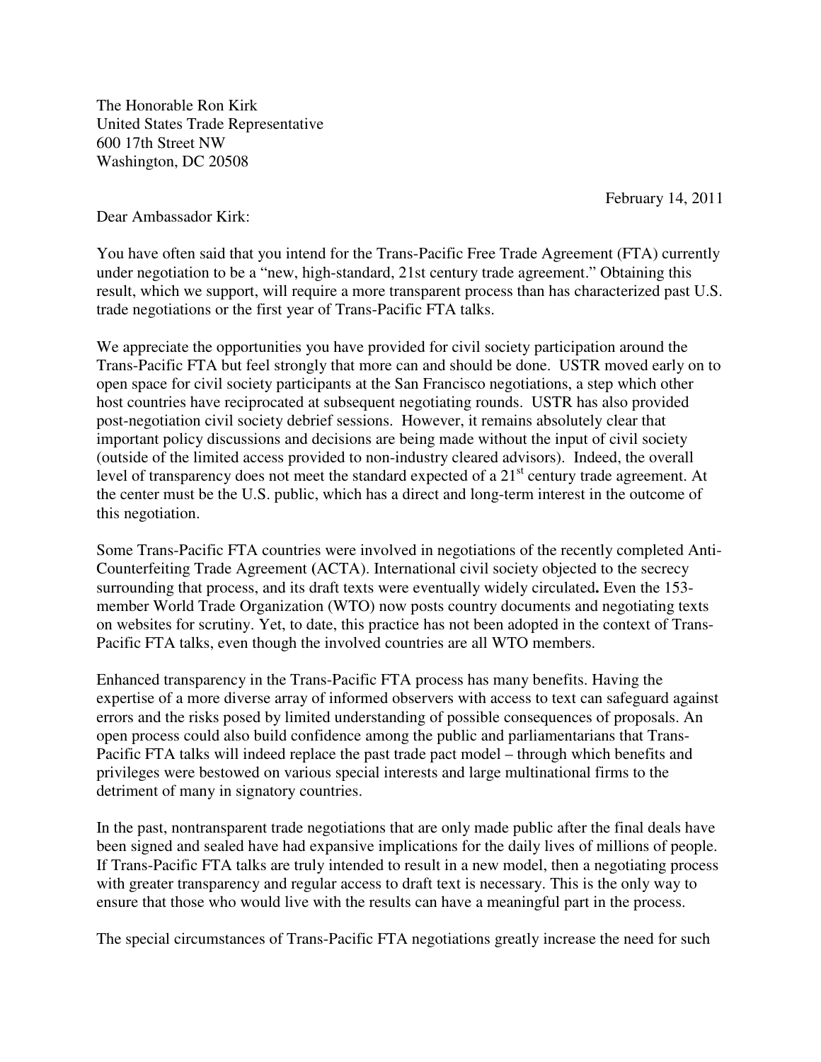The Honorable Ron Kirk
United States Trade Representative
600 17th Street NW
Washington, DC 20508

February 14, 2011

Dear Ambassador Kirk:

You have often said that you intend for the Trans-Pacific Free Trade Agreement (FTA) currently under negotiation to be a "new, high-standard, 21st century trade agreement." Obtaining this result, which we support, will require a more transparent process than has characterized past U.S. trade negotiations or the first year of Trans-Pacific FTA talks.

We appreciate the opportunities you have provided for civil society participation around the Trans-Pacific FTA but feel strongly that more can and should be done. USTR moved early on to open space for civil society participants at the San Francisco negotiations, a step which other host countries have reciprocated at subsequent negotiating rounds. USTR has also provided post-negotiation civil society debrief sessions. However, it remains absolutely clear that important policy discussions and decisions are being made without the input of civil society (outside of the limited access provided to non-industry cleared advisors). Indeed, the overall level of transparency does not meet the standard expected of a 21st century trade agreement. At the center must be the U.S. public, which has a direct and long-term interest in the outcome of this negotiation.

Some Trans-Pacific FTA countries were involved in negotiations of the recently completed Anti-Counterfeiting Trade Agreement (ACTA). International civil society objected to the secrecy surrounding that process, and its draft texts were eventually widely circulated. Even the 153-member World Trade Organization (WTO) now posts country documents and negotiating texts on websites for scrutiny. Yet, to date, this practice has not been adopted in the context of Trans-Pacific FTA talks, even though the involved countries are all WTO members.

Enhanced transparency in the Trans-Pacific FTA process has many benefits. Having the expertise of a more diverse array of informed observers with access to text can safeguard against errors and the risks posed by limited understanding of possible consequences of proposals. An open process could also build confidence among the public and parliamentarians that Trans-Pacific FTA talks will indeed replace the past trade pact model – through which benefits and privileges were bestowed on various special interests and large multinational firms to the detriment of many in signatory countries.

In the past, nontransparent trade negotiations that are only made public after the final deals have been signed and sealed have had expansive implications for the daily lives of millions of people. If Trans-Pacific FTA talks are truly intended to result in a new model, then a negotiating process with greater transparency and regular access to draft text is necessary. This is the only way to ensure that those who would live with the results can have a meaningful part in the process.

The special circumstances of Trans-Pacific FTA negotiations greatly increase the need for such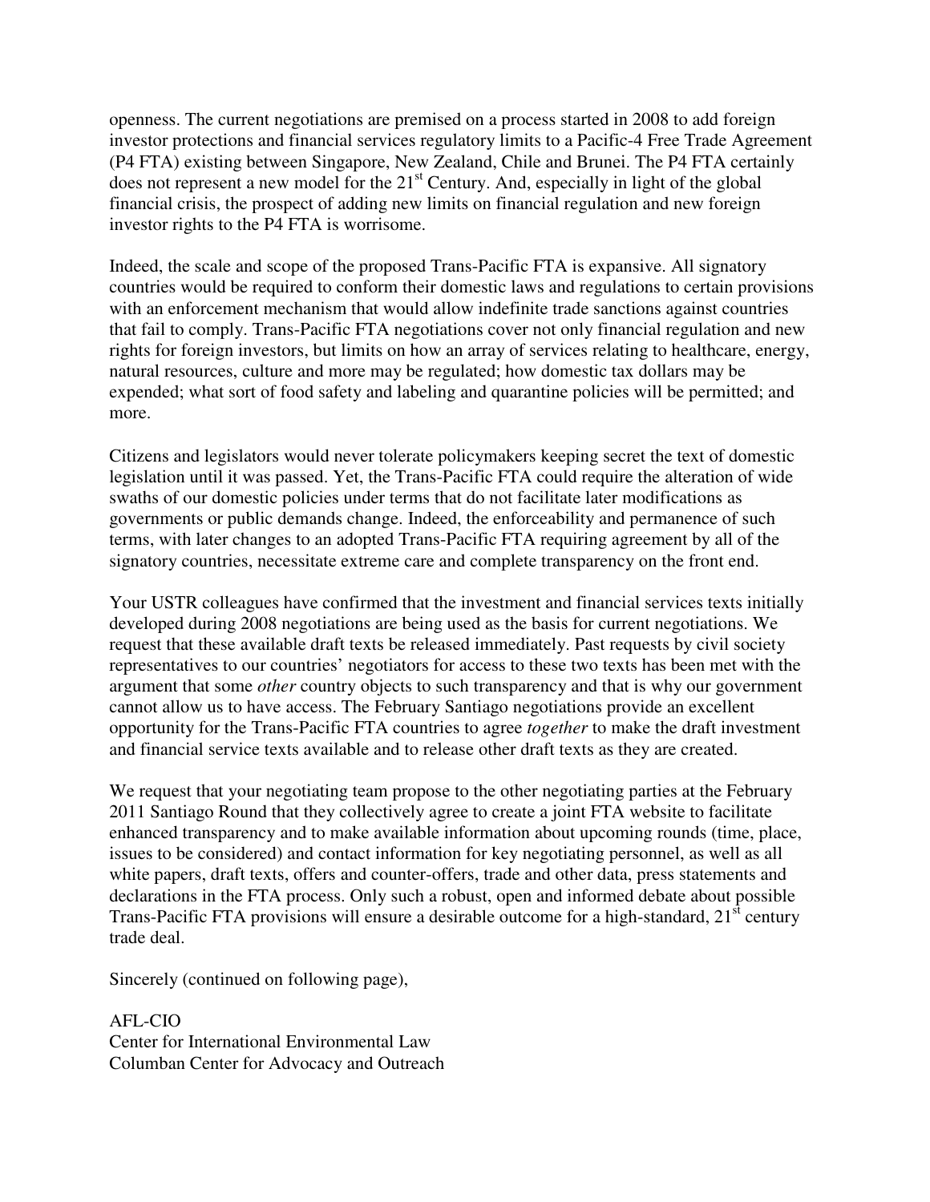openness. The current negotiations are premised on a process started in 2008 to add foreign investor protections and financial services regulatory limits to a Pacific-4 Free Trade Agreement (P4 FTA) existing between Singapore, New Zealand, Chile and Brunei. The P4 FTA certainly does not represent a new model for the 21st Century. And, especially in light of the global financial crisis, the prospect of adding new limits on financial regulation and new foreign investor rights to the P4 FTA is worrisome.

Indeed, the scale and scope of the proposed Trans-Pacific FTA is expansive. All signatory countries would be required to conform their domestic laws and regulations to certain provisions with an enforcement mechanism that would allow indefinite trade sanctions against countries that fail to comply. Trans-Pacific FTA negotiations cover not only financial regulation and new rights for foreign investors, but limits on how an array of services relating to healthcare, energy, natural resources, culture and more may be regulated; how domestic tax dollars may be expended; what sort of food safety and labeling and quarantine policies will be permitted; and more.

Citizens and legislators would never tolerate policymakers keeping secret the text of domestic legislation until it was passed. Yet, the Trans-Pacific FTA could require the alteration of wide swaths of our domestic policies under terms that do not facilitate later modifications as governments or public demands change. Indeed, the enforceability and permanence of such terms, with later changes to an adopted Trans-Pacific FTA requiring agreement by all of the signatory countries, necessitate extreme care and complete transparency on the front end.

Your USTR colleagues have confirmed that the investment and financial services texts initially developed during 2008 negotiations are being used as the basis for current negotiations. We request that these available draft texts be released immediately. Past requests by civil society representatives to our countries' negotiators for access to these two texts has been met with the argument that some *other* country objects to such transparency and that is why our government cannot allow us to have access. The February Santiago negotiations provide an excellent opportunity for the Trans-Pacific FTA countries to agree *together* to make the draft investment and financial service texts available and to release other draft texts as they are created.

We request that your negotiating team propose to the other negotiating parties at the February 2011 Santiago Round that they collectively agree to create a joint FTA website to facilitate enhanced transparency and to make available information about upcoming rounds (time, place, issues to be considered) and contact information for key negotiating personnel, as well as all white papers, draft texts, offers and counter-offers, trade and other data, press statements and declarations in the FTA process. Only such a robust, open and informed debate about possible Trans-Pacific FTA provisions will ensure a desirable outcome for a high-standard, 21st century trade deal.

Sincerely (continued on following page),

AFL-CIO
Center for International Environmental Law
Columban Center for Advocacy and Outreach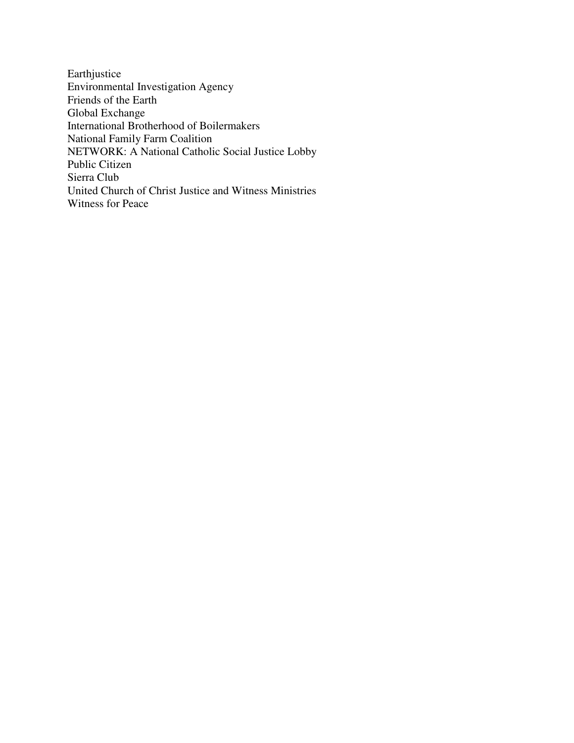Earthjustice
Environmental Investigation Agency
Friends of the Earth
Global Exchange
International Brotherhood of Boilermakers
National Family Farm Coalition
NETWORK: A National Catholic Social Justice Lobby
Public Citizen
Sierra Club
United Church of Christ Justice and Witness Ministries
Witness for Peace